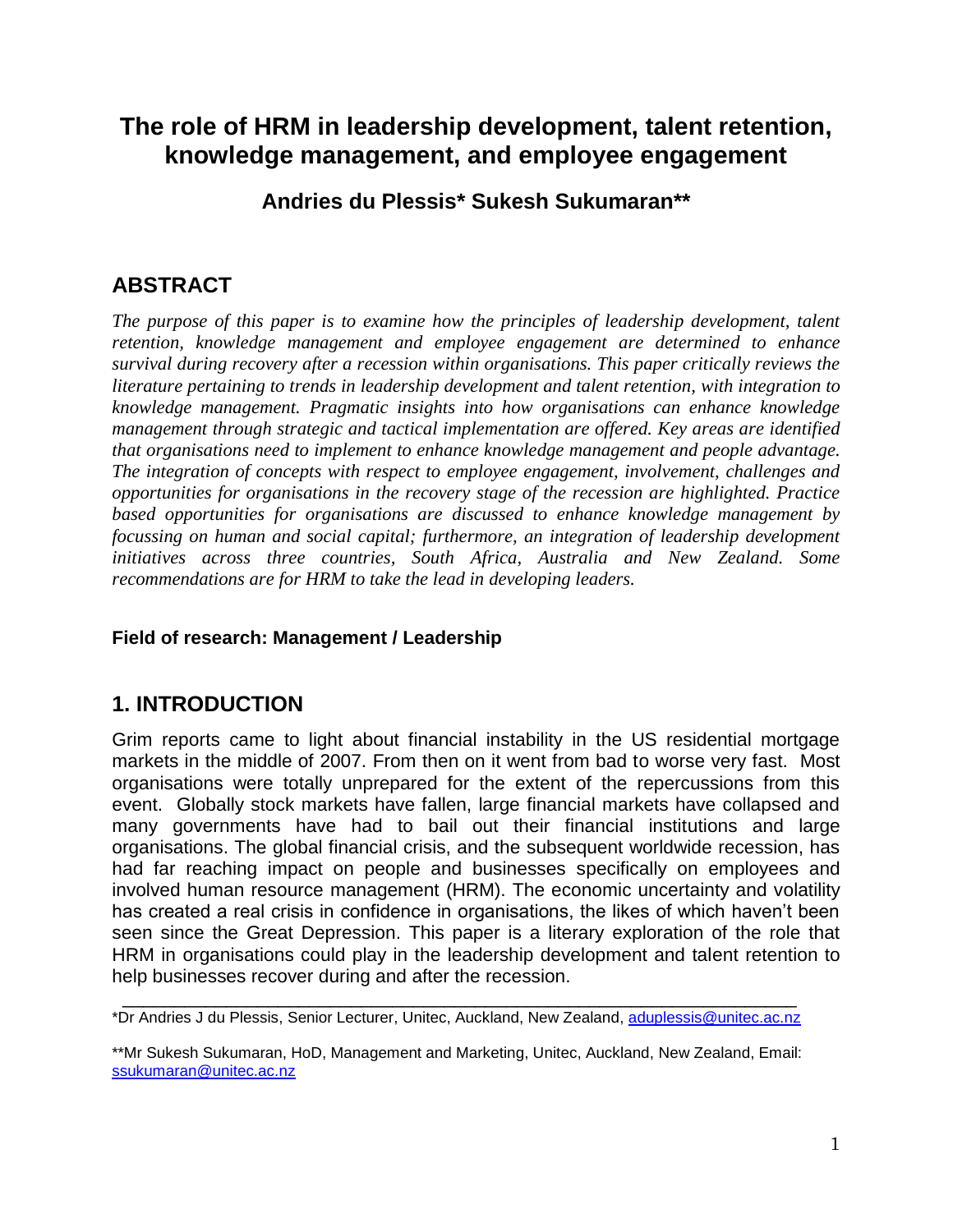# The role of HRM in leadership development, talent retention, knowledge management, and employee engagement

**Andries du Plessis\* Sukesh Sukumaran\*\***

## ABSTRACT

*The purpose of this paper is to examine how the principles of leadership development, talent retention, knowledge management and employee engagement are determined to enhance survival during recovery after a recession within organisations. This paper critically reviews the literature pertaining to trends in leadership development and talent retention, with integration to knowledge management. Pragmatic insights into how organisations can enhance knowledge management through strategic and tactical implementation are offered. Key areas are identified that organisations need to implement to enhance knowledge management and people advantage. The integration of concepts with respect to employee engagement, involvement, challenges and opportunities for organisations in the recovery stage of the recession are highlighted. Practice based opportunities for organisations are discussed to enhance knowledge management by focussing on human and social capital; furthermore, an integration of leadership development initiatives across three countries, South Africa, Australia and New Zealand. Some recommendations are for HRM to take the lead in developing leaders.*

**Field of research: Management / Leadership**

## 1. INTRODUCTION

Grim reports came to light about financial instability in the US residential mortgage markets in the middle of 2007. From then on it went from bad to worse very fast. Most organisations were totally unprepared for the extent of the repercussions from this event. Globally stock markets have fallen, large financial markets have collapsed and many governments have had to bail out their financial institutions and large organisations. The global financial crisis, and the subsequent worldwide recession, has had far reaching impact on people and businesses specifically on employees and involved human resource management (HRM). The economic uncertainty and volatility has created a real crisis in confidence in organisations, the likes of which haven't been seen since the Great Depression. This paper is a literary exploration of the role that HRM in organisations could play in the leadership development and talent retention to help businesses recover during and after the recession.

---

\*Dr Andries J du Plessis, Senior Lecturer, Unitec, Auckland, New Zealand, aduplessis@unitec.ac.nz

\*\*Mr Sukesh Sukumaran, HoD, Management and Marketing, Unitec, Auckland, New Zealand, Email: ssukumaran@unitec.ac.nz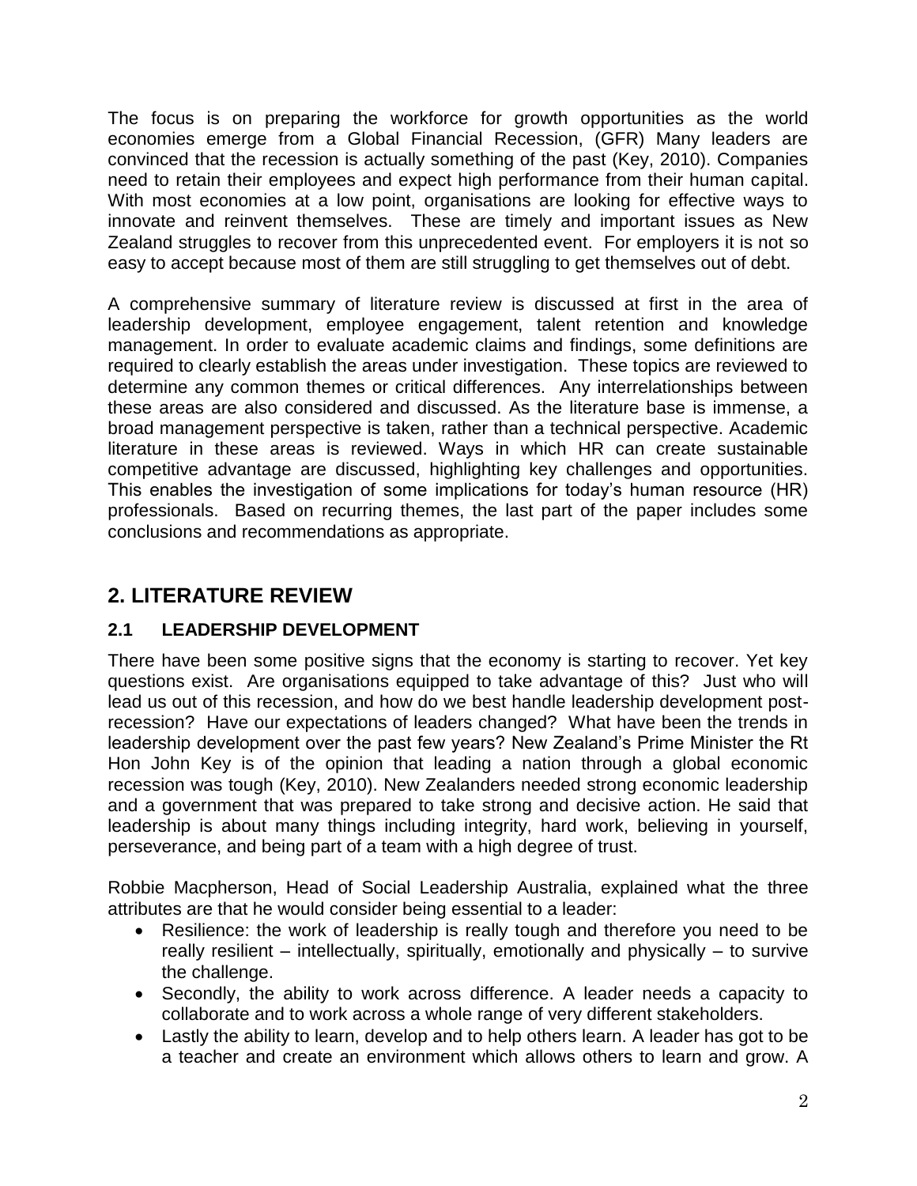The focus is on preparing the workforce for growth opportunities as the world economies emerge from a Global Financial Recession, (GFR) Many leaders are convinced that the recession is actually something of the past (Key, 2010). Companies need to retain their employees and expect high performance from their human capital. With most economies at a low point, organisations are looking for effective ways to innovate and reinvent themselves. These are timely and important issues as New Zealand struggles to recover from this unprecedented event. For employers it is not so easy to accept because most of them are still struggling to get themselves out of debt.

A comprehensive summary of literature review is discussed at first in the area of leadership development, employee engagement, talent retention and knowledge management. In order to evaluate academic claims and findings, some definitions are required to clearly establish the areas under investigation. These topics are reviewed to determine any common themes or critical differences. Any interrelationships between these areas are also considered and discussed. As the literature base is immense, a broad management perspective is taken, rather than a technical perspective. Academic literature in these areas is reviewed. Ways in which HR can create sustainable competitive advantage are discussed, highlighting key challenges and opportunities. This enables the investigation of some implications for today's human resource (HR) professionals. Based on recurring themes, the last part of the paper includes some conclusions and recommendations as appropriate.

## 2. LITERATURE REVIEW

### 2.1 LEADERSHIP DEVELOPMENT

There have been some positive signs that the economy is starting to recover. Yet key questions exist. Are organisations equipped to take advantage of this? Just who will lead us out of this recession, and how do we best handle leadership development post-recession? Have our expectations of leaders changed? What have been the trends in leadership development over the past few years? New Zealand's Prime Minister the Rt Hon John Key is of the opinion that leading a nation through a global economic recession was tough (Key, 2010). New Zealanders needed strong economic leadership and a government that was prepared to take strong and decisive action. He said that leadership is about many things including integrity, hard work, believing in yourself, perseverance, and being part of a team with a high degree of trust.

Robbie Macpherson, Head of Social Leadership Australia, explained what the three attributes are that he would consider being essential to a leader:

- Resilience: the work of leadership is really tough and therefore you need to be really resilient – intellectually, spiritually, emotionally and physically – to survive the challenge.
- Secondly, the ability to work across difference. A leader needs a capacity to collaborate and to work across a whole range of very different stakeholders.
- Lastly the ability to learn, develop and to help others learn. A leader has got to be a teacher and create an environment which allows others to learn and grow. A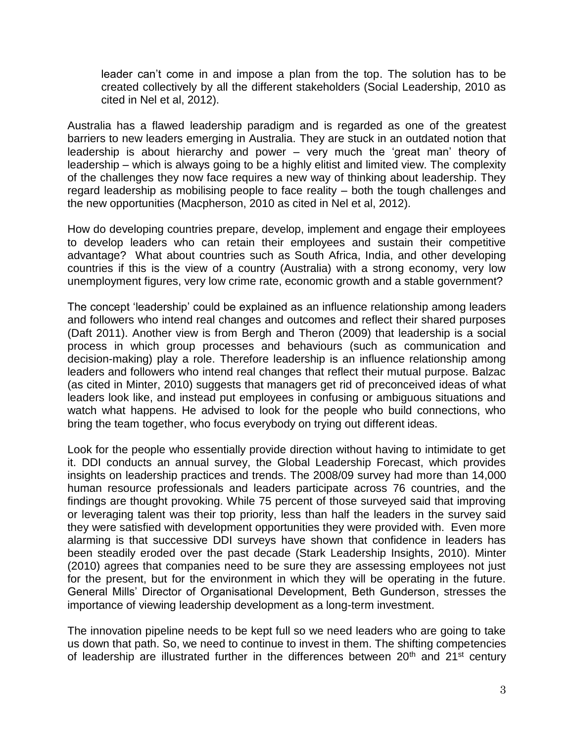> leader can't come in and impose a plan from the top. The solution has to be created collectively by all the different stakeholders (Social Leadership, 2010 as cited in Nel et al, 2012).

Australia has a flawed leadership paradigm and is regarded as one of the greatest barriers to new leaders emerging in Australia. They are stuck in an outdated notion that leadership is about hierarchy and power – very much the 'great man' theory of leadership – which is always going to be a highly elitist and limited view. The complexity of the challenges they now face requires a new way of thinking about leadership. They regard leadership as mobilising people to face reality – both the tough challenges and the new opportunities (Macpherson, 2010 as cited in Nel et al, 2012).

How do developing countries prepare, develop, implement and engage their employees to develop leaders who can retain their employees and sustain their competitive advantage? What about countries such as South Africa, India, and other developing countries if this is the view of a country (Australia) with a strong economy, very low unemployment figures, very low crime rate, economic growth and a stable government?

The concept 'leadership' could be explained as an influence relationship among leaders and followers who intend real changes and outcomes and reflect their shared purposes (Daft 2011). Another view is from Bergh and Theron (2009) that leadership is a social process in which group processes and behaviours (such as communication and decision-making) play a role. Therefore leadership is an influence relationship among leaders and followers who intend real changes that reflect their mutual purpose. Balzac (as cited in Minter, 2010) suggests that managers get rid of preconceived ideas of what leaders look like, and instead put employees in confusing or ambiguous situations and watch what happens. He advised to look for the people who build connections, who bring the team together, who focus everybody on trying out different ideas.

Look for the people who essentially provide direction without having to intimidate to get it. DDI conducts an annual survey, the Global Leadership Forecast, which provides insights on leadership practices and trends. The 2008/09 survey had more than 14,000 human resource professionals and leaders participate across 76 countries, and the findings are thought provoking. While 75 percent of those surveyed said that improving or leveraging talent was their top priority, less than half the leaders in the survey said they were satisfied with development opportunities they were provided with. Even more alarming is that successive DDI surveys have shown that confidence in leaders has been steadily eroded over the past decade (Stark Leadership Insights, 2010). Minter (2010) agrees that companies need to be sure they are assessing employees not just for the present, but for the environment in which they will be operating in the future. General Mills' Director of Organisational Development, Beth Gunderson, stresses the importance of viewing leadership development as a long-term investment.

The innovation pipeline needs to be kept full so we need leaders who are going to take us down that path. So, we need to continue to invest in them. The shifting competencies of leadership are illustrated further in the differences between 20th and 21st century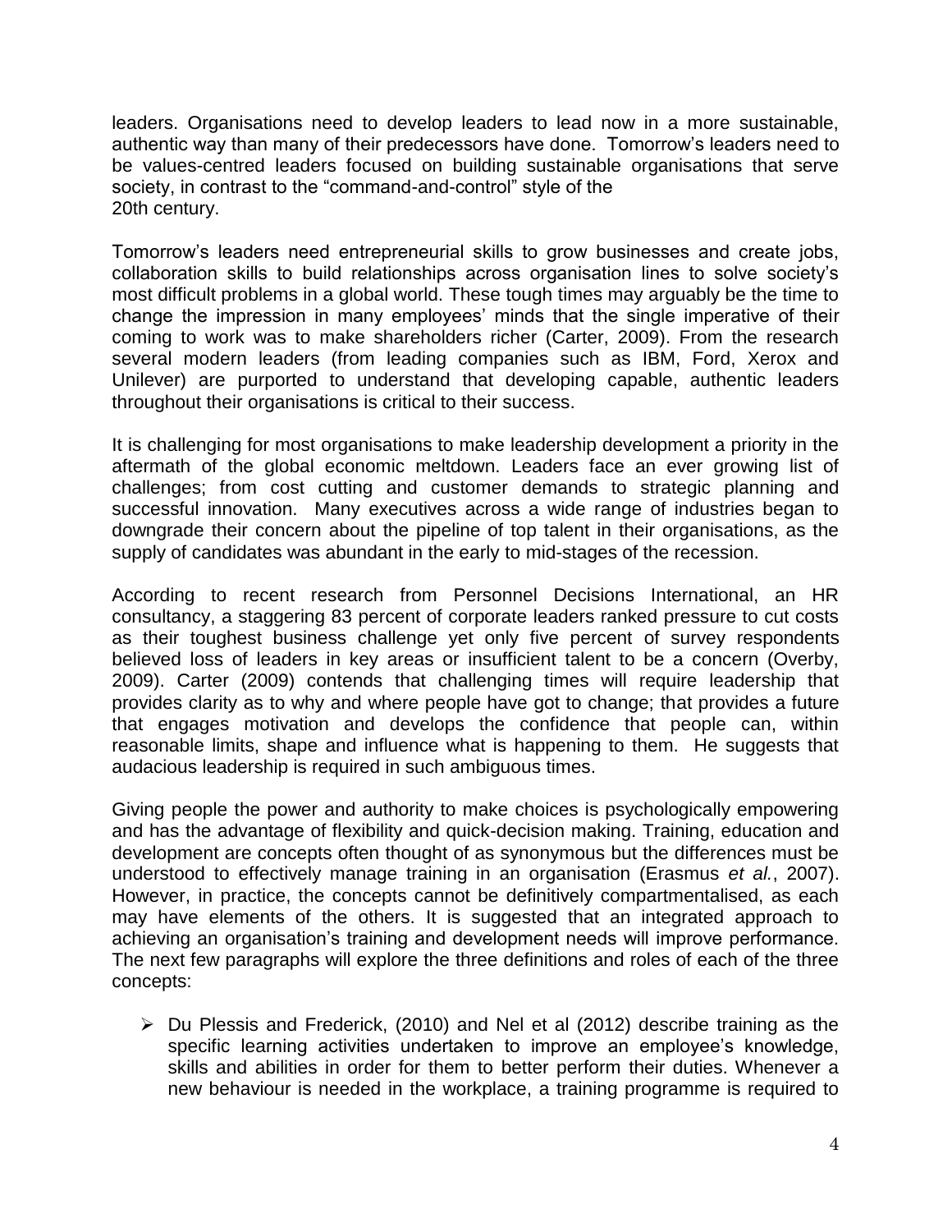leaders. Organisations need to develop leaders to lead now in a more sustainable, authentic way than many of their predecessors have done. Tomorrow's leaders need to be values-centred leaders focused on building sustainable organisations that serve society, in contrast to the "command-and-control" style of the 20th century.

Tomorrow's leaders need entrepreneurial skills to grow businesses and create jobs, collaboration skills to build relationships across organisation lines to solve society's most difficult problems in a global world. These tough times may arguably be the time to change the impression in many employees' minds that the single imperative of their coming to work was to make shareholders richer (Carter, 2009). From the research several modern leaders (from leading companies such as IBM, Ford, Xerox and Unilever) are purported to understand that developing capable, authentic leaders throughout their organisations is critical to their success.

It is challenging for most organisations to make leadership development a priority in the aftermath of the global economic meltdown. Leaders face an ever growing list of challenges; from cost cutting and customer demands to strategic planning and successful innovation. Many executives across a wide range of industries began to downgrade their concern about the pipeline of top talent in their organisations, as the supply of candidates was abundant in the early to mid-stages of the recession.

According to recent research from Personnel Decisions International, an HR consultancy, a staggering 83 percent of corporate leaders ranked pressure to cut costs as their toughest business challenge yet only five percent of survey respondents believed loss of leaders in key areas or insufficient talent to be a concern (Overby, 2009). Carter (2009) contends that challenging times will require leadership that provides clarity as to why and where people have got to change; that provides a future that engages motivation and develops the confidence that people can, within reasonable limits, shape and influence what is happening to them. He suggests that audacious leadership is required in such ambiguous times.

Giving people the power and authority to make choices is psychologically empowering and has the advantage of flexibility and quick-decision making. Training, education and development are concepts often thought of as synonymous but the differences must be understood to effectively manage training in an organisation (Erasmus *et al.*, 2007). However, in practice, the concepts cannot be definitively compartmentalised, as each may have elements of the others. It is suggested that an integrated approach to achieving an organisation's training and development needs will improve performance. The next few paragraphs will explore the three definitions and roles of each of the three concepts:

- Du Plessis and Frederick, (2010) and Nel et al (2012) describe training as the specific learning activities undertaken to improve an employee's knowledge, skills and abilities in order for them to better perform their duties. Whenever a new behaviour is needed in the workplace, a training programme is required to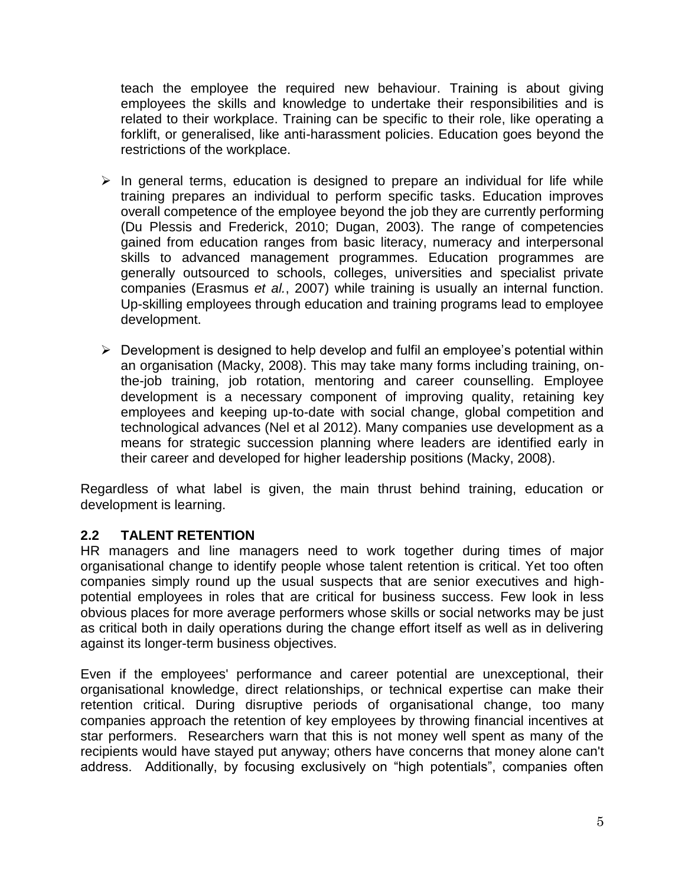teach the employee the required new behaviour. Training is about giving employees the skills and knowledge to undertake their responsibilities and is related to their workplace. Training can be specific to their role, like operating a forklift, or generalised, like anti-harassment policies. Education goes beyond the restrictions of the workplace.

- In general terms, education is designed to prepare an individual for life while training prepares an individual to perform specific tasks. Education improves overall competence of the employee beyond the job they are currently performing (Du Plessis and Frederick, 2010; Dugan, 2003). The range of competencies gained from education ranges from basic literacy, numeracy and interpersonal skills to advanced management programmes. Education programmes are generally outsourced to schools, colleges, universities and specialist private companies (Erasmus *et al.*, 2007) while training is usually an internal function. Up-skilling employees through education and training programs lead to employee development.

- Development is designed to help develop and fulfil an employee's potential within an organisation (Macky, 2008). This may take many forms including training, on-the-job training, job rotation, mentoring and career counselling. Employee development is a necessary component of improving quality, retaining key employees and keeping up-to-date with social change, global competition and technological advances (Nel et al 2012). Many companies use development as a means for strategic succession planning where leaders are identified early in their career and developed for higher leadership positions (Macky, 2008).

Regardless of what label is given, the main thrust behind training, education or development is learning.

## 2.2 TALENT RETENTION

HR managers and line managers need to work together during times of major organisational change to identify people whose talent retention is critical. Yet too often companies simply round up the usual suspects that are senior executives and high-potential employees in roles that are critical for business success. Few look in less obvious places for more average performers whose skills or social networks may be just as critical both in daily operations during the change effort itself as well as in delivering against its longer-term business objectives.

Even if the employees' performance and career potential are unexceptional, their organisational knowledge, direct relationships, or technical expertise can make their retention critical. During disruptive periods of organisational change, too many companies approach the retention of key employees by throwing financial incentives at star performers. Researchers warn that this is not money well spent as many of the recipients would have stayed put anyway; others have concerns that money alone can't address. Additionally, by focusing exclusively on "high potentials", companies often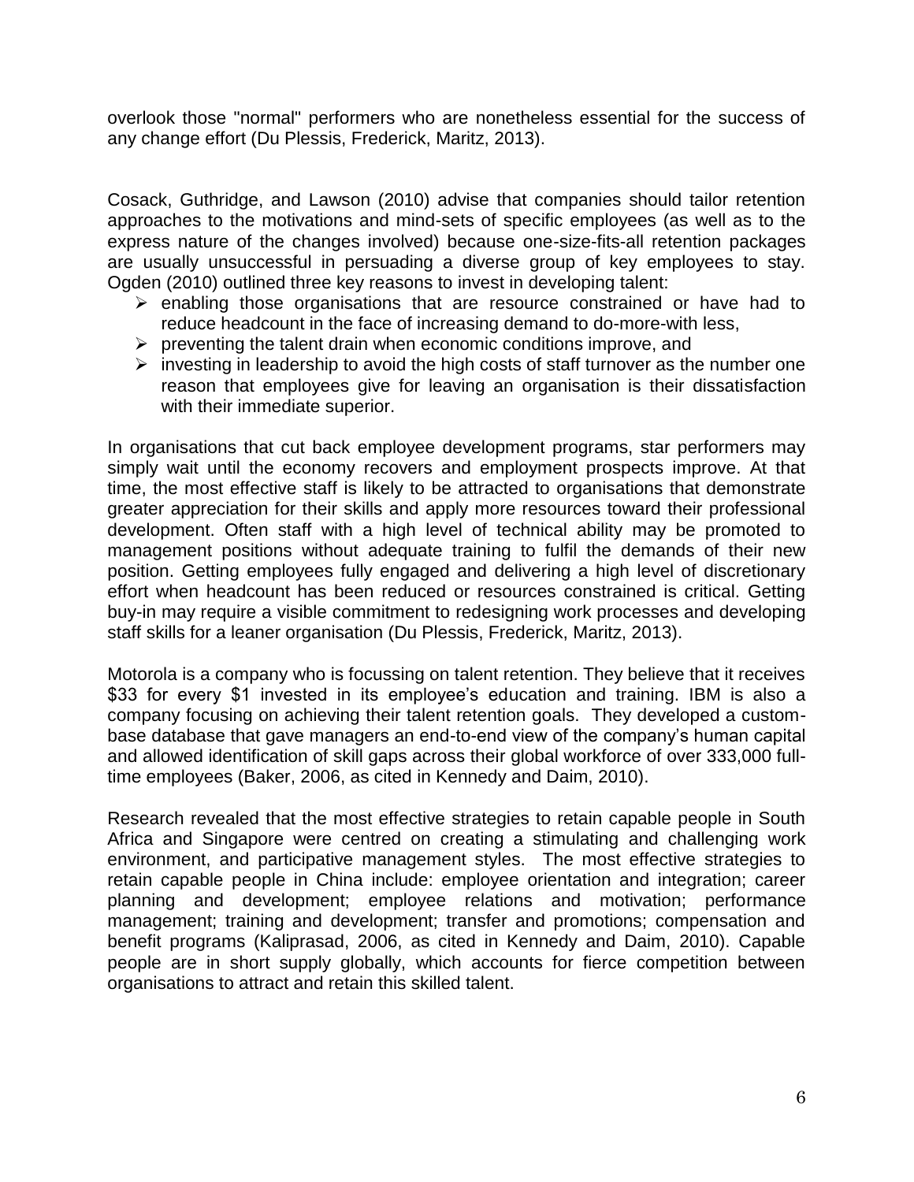overlook those "normal" performers who are nonetheless essential for the success of any change effort (Du Plessis, Frederick, Maritz, 2013).

Cosack, Guthridge, and Lawson (2010) advise that companies should tailor retention approaches to the motivations and mind-sets of specific employees (as well as to the express nature of the changes involved) because one-size-fits-all retention packages are usually unsuccessful in persuading a diverse group of key employees to stay. Ogden (2010) outlined three key reasons to invest in developing talent:

- enabling those organisations that are resource constrained or have had to reduce headcount in the face of increasing demand to do-more-with less,
- preventing the talent drain when economic conditions improve, and
- investing in leadership to avoid the high costs of staff turnover as the number one reason that employees give for leaving an organisation is their dissatisfaction with their immediate superior.

In organisations that cut back employee development programs, star performers may simply wait until the economy recovers and employment prospects improve. At that time, the most effective staff is likely to be attracted to organisations that demonstrate greater appreciation for their skills and apply more resources toward their professional development. Often staff with a high level of technical ability may be promoted to management positions without adequate training to fulfil the demands of their new position. Getting employees fully engaged and delivering a high level of discretionary effort when headcount has been reduced or resources constrained is critical. Getting buy-in may require a visible commitment to redesigning work processes and developing staff skills for a leaner organisation (Du Plessis, Frederick, Maritz, 2013).

Motorola is a company who is focussing on talent retention. They believe that it receives \$33 for every \$1 invested in its employee's education and training. IBM is also a company focusing on achieving their talent retention goals. They developed a custom-base database that gave managers an end-to-end view of the company's human capital and allowed identification of skill gaps across their global workforce of over 333,000 full-time employees (Baker, 2006, as cited in Kennedy and Daim, 2010).

Research revealed that the most effective strategies to retain capable people in South Africa and Singapore were centred on creating a stimulating and challenging work environment, and participative management styles. The most effective strategies to retain capable people in China include: employee orientation and integration; career planning and development; employee relations and motivation; performance management; training and development; transfer and promotions; compensation and benefit programs (Kaliprasad, 2006, as cited in Kennedy and Daim, 2010). Capable people are in short supply globally, which accounts for fierce competition between organisations to attract and retain this skilled talent.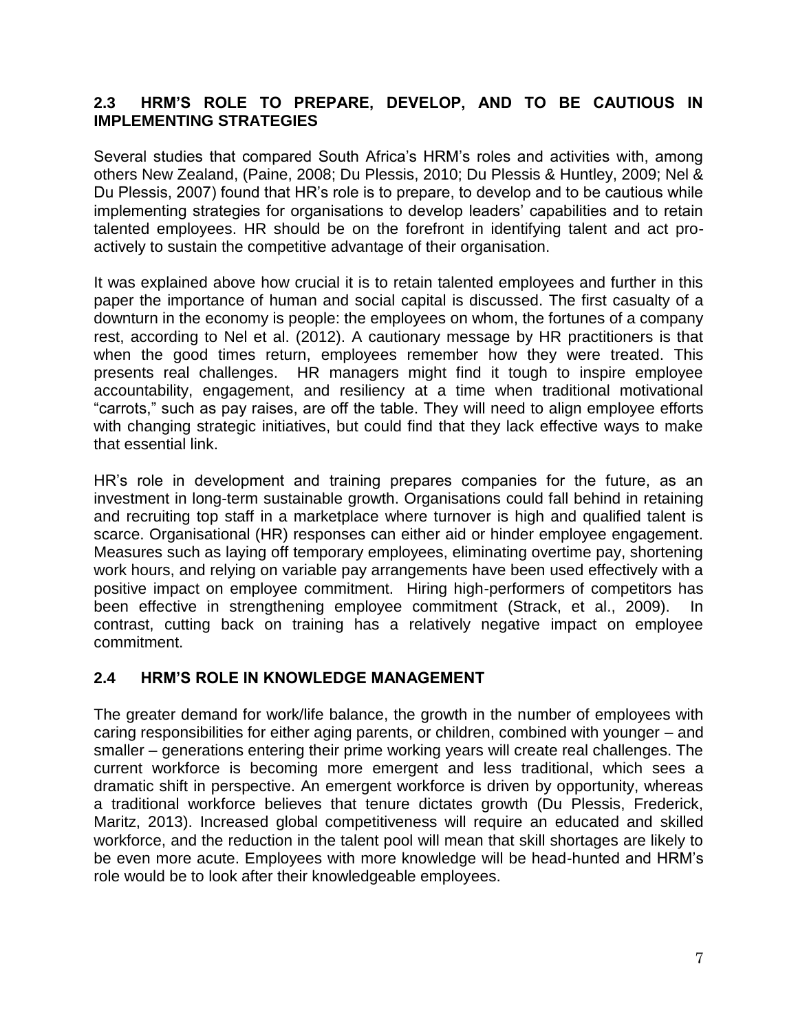## 2.3 HRM'S ROLE TO PREPARE, DEVELOP, AND TO BE CAUTIOUS IN IMPLEMENTING STRATEGIES

Several studies that compared South Africa's HRM's roles and activities with, among others New Zealand, (Paine, 2008; Du Plessis, 2010; Du Plessis & Huntley, 2009; Nel & Du Plessis, 2007) found that HR's role is to prepare, to develop and to be cautious while implementing strategies for organisations to develop leaders' capabilities and to retain talented employees. HR should be on the forefront in identifying talent and act pro-actively to sustain the competitive advantage of their organisation.

It was explained above how crucial it is to retain talented employees and further in this paper the importance of human and social capital is discussed. The first casualty of a downturn in the economy is people: the employees on whom, the fortunes of a company rest, according to Nel et al. (2012). A cautionary message by HR practitioners is that when the good times return, employees remember how they were treated. This presents real challenges. HR managers might find it tough to inspire employee accountability, engagement, and resiliency at a time when traditional motivational "carrots," such as pay raises, are off the table. They will need to align employee efforts with changing strategic initiatives, but could find that they lack effective ways to make that essential link.

HR's role in development and training prepares companies for the future, as an investment in long-term sustainable growth. Organisations could fall behind in retaining and recruiting top staff in a marketplace where turnover is high and qualified talent is scarce. Organisational (HR) responses can either aid or hinder employee engagement. Measures such as laying off temporary employees, eliminating overtime pay, shortening work hours, and relying on variable pay arrangements have been used effectively with a positive impact on employee commitment. Hiring high-performers of competitors has been effective in strengthening employee commitment (Strack, et al., 2009). In contrast, cutting back on training has a relatively negative impact on employee commitment.

## 2.4 HRM'S ROLE IN KNOWLEDGE MANAGEMENT

The greater demand for work/life balance, the growth in the number of employees with caring responsibilities for either aging parents, or children, combined with younger – and smaller – generations entering their prime working years will create real challenges. The current workforce is becoming more emergent and less traditional, which sees a dramatic shift in perspective. An emergent workforce is driven by opportunity, whereas a traditional workforce believes that tenure dictates growth (Du Plessis, Frederick, Maritz, 2013). Increased global competitiveness will require an educated and skilled workforce, and the reduction in the talent pool will mean that skill shortages are likely to be even more acute. Employees with more knowledge will be head-hunted and HRM's role would be to look after their knowledgeable employees.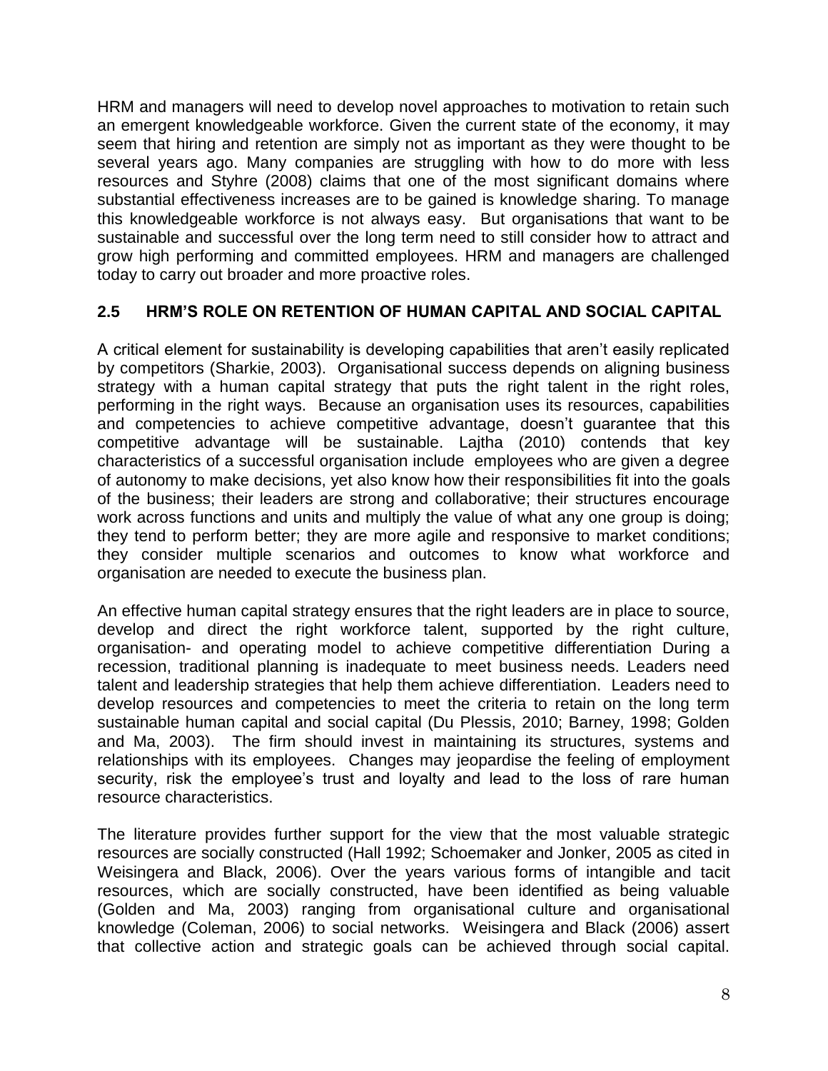HRM and managers will need to develop novel approaches to motivation to retain such an emergent knowledgeable workforce. Given the current state of the economy, it may seem that hiring and retention are simply not as important as they were thought to be several years ago. Many companies are struggling with how to do more with less resources and Styhre (2008) claims that one of the most significant domains where substantial effectiveness increases are to be gained is knowledge sharing. To manage this knowledgeable workforce is not always easy. But organisations that want to be sustainable and successful over the long term need to still consider how to attract and grow high performing and committed employees. HRM and managers are challenged today to carry out broader and more proactive roles.

## 2.5 HRM'S ROLE ON RETENTION OF HUMAN CAPITAL AND SOCIAL CAPITAL

A critical element for sustainability is developing capabilities that aren't easily replicated by competitors (Sharkie, 2003). Organisational success depends on aligning business strategy with a human capital strategy that puts the right talent in the right roles, performing in the right ways. Because an organisation uses its resources, capabilities and competencies to achieve competitive advantage, doesn't guarantee that this competitive advantage will be sustainable. Lajtha (2010) contends that key characteristics of a successful organisation include employees who are given a degree of autonomy to make decisions, yet also know how their responsibilities fit into the goals of the business; their leaders are strong and collaborative; their structures encourage work across functions and units and multiply the value of what any one group is doing; they tend to perform better; they are more agile and responsive to market conditions; they consider multiple scenarios and outcomes to know what workforce and organisation are needed to execute the business plan.

An effective human capital strategy ensures that the right leaders are in place to source, develop and direct the right workforce talent, supported by the right culture, organisation- and operating model to achieve competitive differentiation During a recession, traditional planning is inadequate to meet business needs. Leaders need talent and leadership strategies that help them achieve differentiation. Leaders need to develop resources and competencies to meet the criteria to retain on the long term sustainable human capital and social capital (Du Plessis, 2010; Barney, 1998; Golden and Ma, 2003). The firm should invest in maintaining its structures, systems and relationships with its employees. Changes may jeopardise the feeling of employment security, risk the employee's trust and loyalty and lead to the loss of rare human resource characteristics.

The literature provides further support for the view that the most valuable strategic resources are socially constructed (Hall 1992; Schoemaker and Jonker, 2005 as cited in Weisingera and Black, 2006). Over the years various forms of intangible and tacit resources, which are socially constructed, have been identified as being valuable (Golden and Ma, 2003) ranging from organisational culture and organisational knowledge (Coleman, 2006) to social networks. Weisingera and Black (2006) assert that collective action and strategic goals can be achieved through social capital.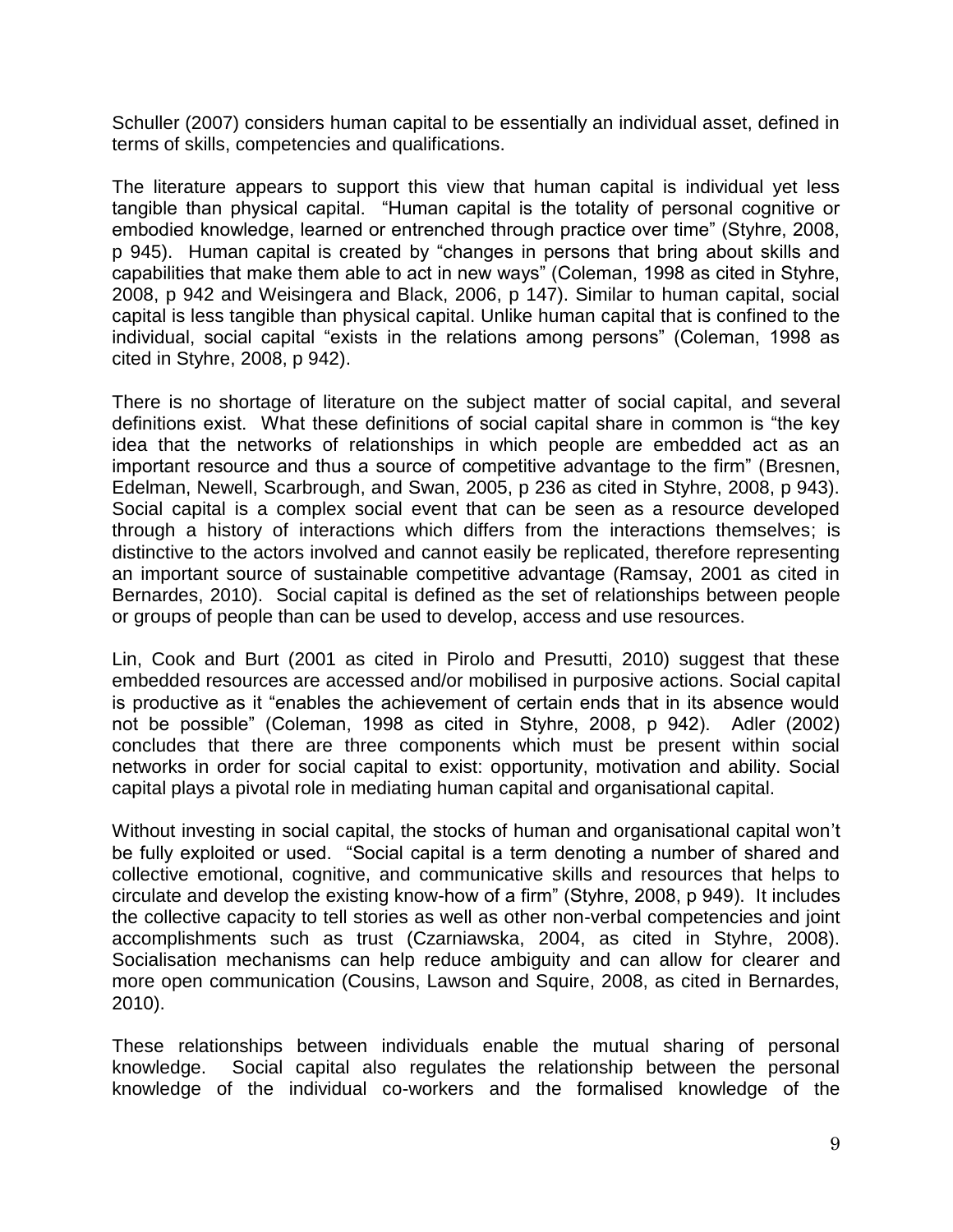Schuller (2007) considers human capital to be essentially an individual asset, defined in terms of skills, competencies and qualifications.

The literature appears to support this view that human capital is individual yet less tangible than physical capital. "Human capital is the totality of personal cognitive or embodied knowledge, learned or entrenched through practice over time" (Styhre, 2008, p 945). Human capital is created by "changes in persons that bring about skills and capabilities that make them able to act in new ways" (Coleman, 1998 as cited in Styhre, 2008, p 942 and Weisingera and Black, 2006, p 147). Similar to human capital, social capital is less tangible than physical capital. Unlike human capital that is confined to the individual, social capital "exists in the relations among persons" (Coleman, 1998 as cited in Styhre, 2008, p 942).

There is no shortage of literature on the subject matter of social capital, and several definitions exist. What these definitions of social capital share in common is "the key idea that the networks of relationships in which people are embedded act as an important resource and thus a source of competitive advantage to the firm" (Bresnen, Edelman, Newell, Scarbrough, and Swan, 2005, p 236 as cited in Styhre, 2008, p 943). Social capital is a complex social event that can be seen as a resource developed through a history of interactions which differs from the interactions themselves; is distinctive to the actors involved and cannot easily be replicated, therefore representing an important source of sustainable competitive advantage (Ramsay, 2001 as cited in Bernardes, 2010). Social capital is defined as the set of relationships between people or groups of people than can be used to develop, access and use resources.

Lin, Cook and Burt (2001 as cited in Pirolo and Presutti, 2010) suggest that these embedded resources are accessed and/or mobilised in purposive actions. Social capital is productive as it "enables the achievement of certain ends that in its absence would not be possible" (Coleman, 1998 as cited in Styhre, 2008, p 942). Adler (2002) concludes that there are three components which must be present within social networks in order for social capital to exist: opportunity, motivation and ability. Social capital plays a pivotal role in mediating human capital and organisational capital.

Without investing in social capital, the stocks of human and organisational capital won't be fully exploited or used. "Social capital is a term denoting a number of shared and collective emotional, cognitive, and communicative skills and resources that helps to circulate and develop the existing know-how of a firm" (Styhre, 2008, p 949). It includes the collective capacity to tell stories as well as other non-verbal competencies and joint accomplishments such as trust (Czarniawska, 2004, as cited in Styhre, 2008). Socialisation mechanisms can help reduce ambiguity and can allow for clearer and more open communication (Cousins, Lawson and Squire, 2008, as cited in Bernardes, 2010).

These relationships between individuals enable the mutual sharing of personal knowledge. Social capital also regulates the relationship between the personal knowledge of the individual co-workers and the formalised knowledge of the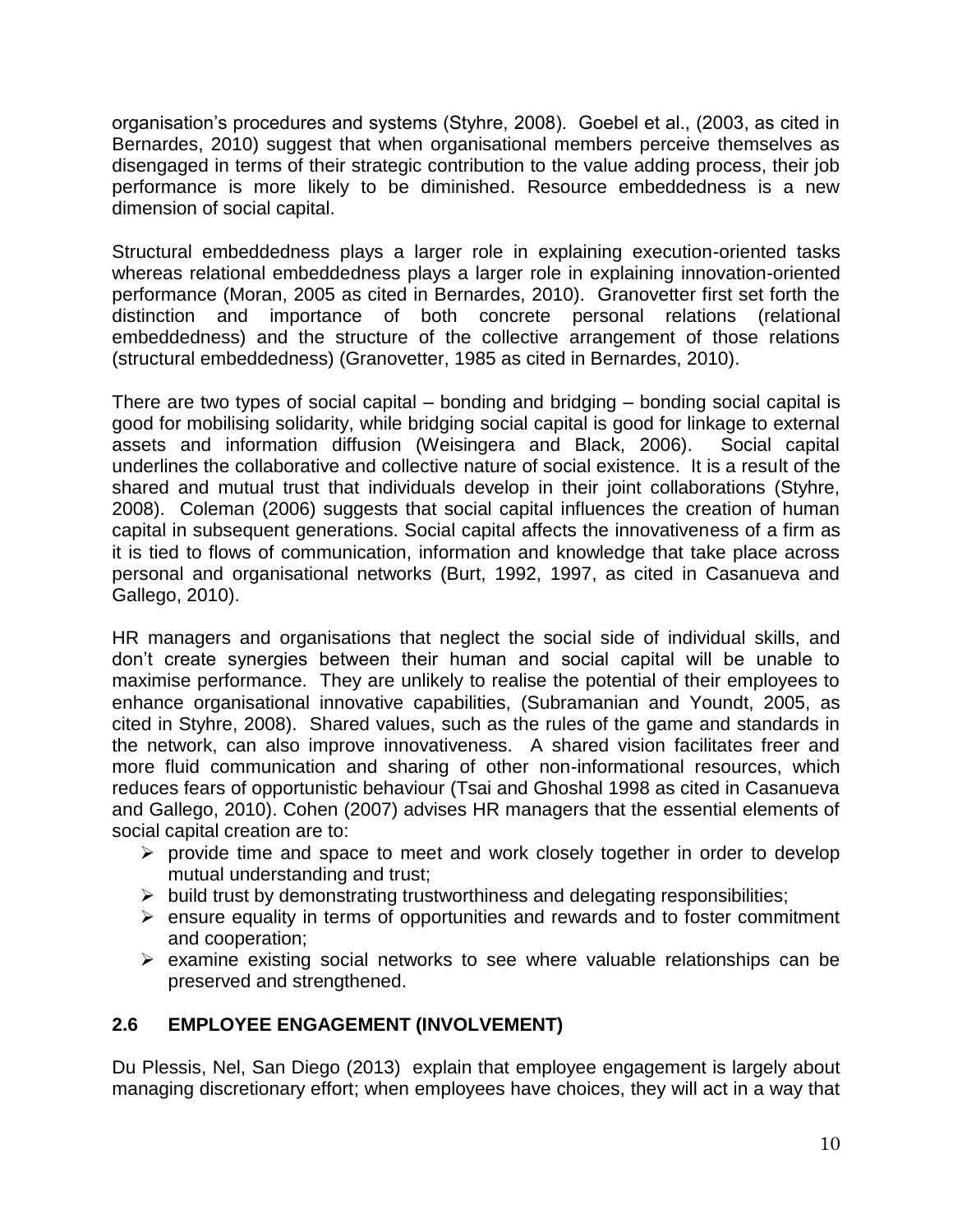organisation's procedures and systems (Styhre, 2008). Goebel et al., (2003, as cited in Bernardes, 2010) suggest that when organisational members perceive themselves as disengaged in terms of their strategic contribution to the value adding process, their job performance is more likely to be diminished. Resource embeddedness is a new dimension of social capital.

Structural embeddedness plays a larger role in explaining execution-oriented tasks whereas relational embeddedness plays a larger role in explaining innovation-oriented performance (Moran, 2005 as cited in Bernardes, 2010). Granovetter first set forth the distinction and importance of both concrete personal relations (relational embeddedness) and the structure of the collective arrangement of those relations (structural embeddedness) (Granovetter, 1985 as cited in Bernardes, 2010).

There are two types of social capital – bonding and bridging – bonding social capital is good for mobilising solidarity, while bridging social capital is good for linkage to external assets and information diffusion (Weisingera and Black, 2006). Social capital underlines the collaborative and collective nature of social existence. It is a result of the shared and mutual trust that individuals develop in their joint collaborations (Styhre, 2008). Coleman (2006) suggests that social capital influences the creation of human capital in subsequent generations. Social capital affects the innovativeness of a firm as it is tied to flows of communication, information and knowledge that take place across personal and organisational networks (Burt, 1992, 1997, as cited in Casanueva and Gallego, 2010).

HR managers and organisations that neglect the social side of individual skills, and don't create synergies between their human and social capital will be unable to maximise performance. They are unlikely to realise the potential of their employees to enhance organisational innovative capabilities, (Subramanian and Youndt, 2005, as cited in Styhre, 2008). Shared values, such as the rules of the game and standards in the network, can also improve innovativeness. A shared vision facilitates freer and more fluid communication and sharing of other non-informational resources, which reduces fears of opportunistic behaviour (Tsai and Ghoshal 1998 as cited in Casanueva and Gallego, 2010). Cohen (2007) advises HR managers that the essential elements of social capital creation are to:

- provide time and space to meet and work closely together in order to develop mutual understanding and trust;
- build trust by demonstrating trustworthiness and delegating responsibilities;
- ensure equality in terms of opportunities and rewards and to foster commitment and cooperation;
- examine existing social networks to see where valuable relationships can be preserved and strengthened.

## 2.6 EMPLOYEE ENGAGEMENT (INVOLVEMENT)

Du Plessis, Nel, San Diego (2013) explain that employee engagement is largely about managing discretionary effort; when employees have choices, they will act in a way that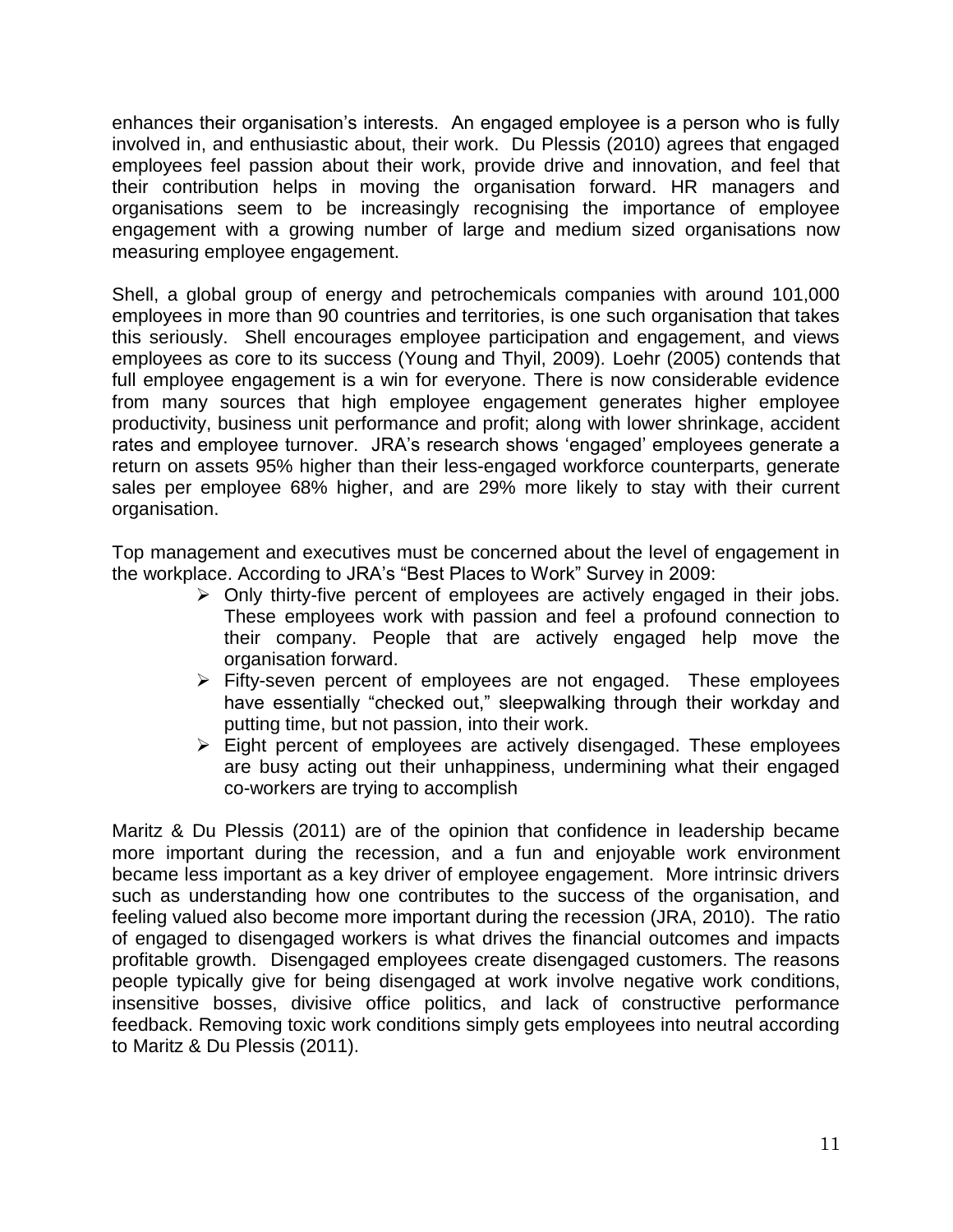enhances their organisation's interests. An engaged employee is a person who is fully involved in, and enthusiastic about, their work. Du Plessis (2010) agrees that engaged employees feel passion about their work, provide drive and innovation, and feel that their contribution helps in moving the organisation forward. HR managers and organisations seem to be increasingly recognising the importance of employee engagement with a growing number of large and medium sized organisations now measuring employee engagement.

Shell, a global group of energy and petrochemicals companies with around 101,000 employees in more than 90 countries and territories, is one such organisation that takes this seriously. Shell encourages employee participation and engagement, and views employees as core to its success (Young and Thyil, 2009). Loehr (2005) contends that full employee engagement is a win for everyone. There is now considerable evidence from many sources that high employee engagement generates higher employee productivity, business unit performance and profit; along with lower shrinkage, accident rates and employee turnover. JRA's research shows 'engaged' employees generate a return on assets 95% higher than their less-engaged workforce counterparts, generate sales per employee 68% higher, and are 29% more likely to stay with their current organisation.

Top management and executives must be concerned about the level of engagement in the workplace. According to JRA's "Best Places to Work" Survey in 2009:

- Only thirty-five percent of employees are actively engaged in their jobs. These employees work with passion and feel a profound connection to their company. People that are actively engaged help move the organisation forward.
- Fifty-seven percent of employees are not engaged. These employees have essentially "checked out," sleepwalking through their workday and putting time, but not passion, into their work.
- Eight percent of employees are actively disengaged. These employees are busy acting out their unhappiness, undermining what their engaged co-workers are trying to accomplish

Maritz & Du Plessis (2011) are of the opinion that confidence in leadership became more important during the recession, and a fun and enjoyable work environment became less important as a key driver of employee engagement. More intrinsic drivers such as understanding how one contributes to the success of the organisation, and feeling valued also become more important during the recession (JRA, 2010). The ratio of engaged to disengaged workers is what drives the financial outcomes and impacts profitable growth. Disengaged employees create disengaged customers. The reasons people typically give for being disengaged at work involve negative work conditions, insensitive bosses, divisive office politics, and lack of constructive performance feedback. Removing toxic work conditions simply gets employees into neutral according to Maritz & Du Plessis (2011).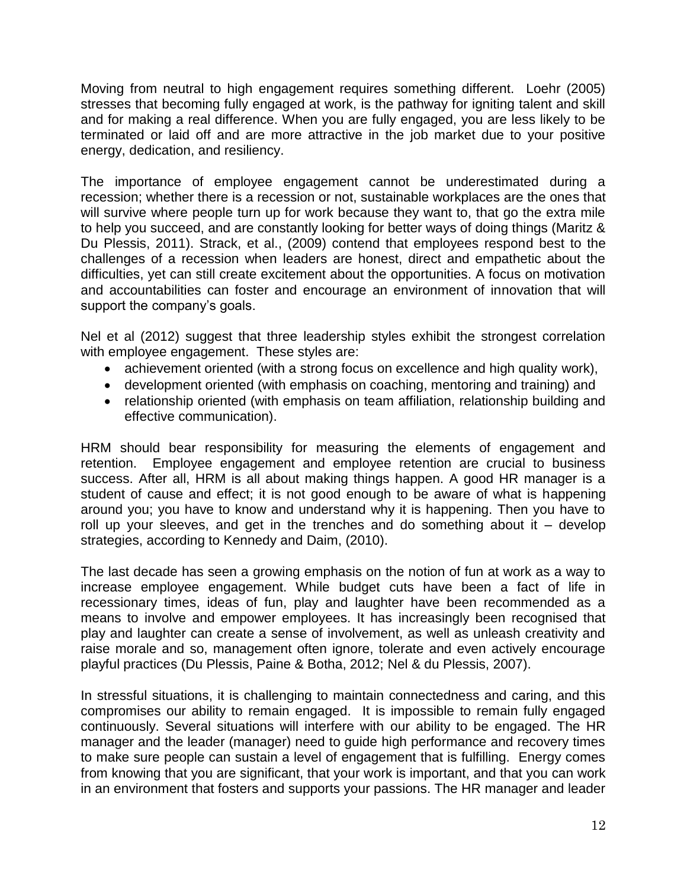Moving from neutral to high engagement requires something different. Loehr (2005) stresses that becoming fully engaged at work, is the pathway for igniting talent and skill and for making a real difference. When you are fully engaged, you are less likely to be terminated or laid off and are more attractive in the job market due to your positive energy, dedication, and resiliency.

The importance of employee engagement cannot be underestimated during a recession; whether there is a recession or not, sustainable workplaces are the ones that will survive where people turn up for work because they want to, that go the extra mile to help you succeed, and are constantly looking for better ways of doing things (Maritz & Du Plessis, 2011). Strack, et al., (2009) contend that employees respond best to the challenges of a recession when leaders are honest, direct and empathetic about the difficulties, yet can still create excitement about the opportunities. A focus on motivation and accountabilities can foster and encourage an environment of innovation that will support the company's goals.

Nel et al (2012) suggest that three leadership styles exhibit the strongest correlation with employee engagement. These styles are:

- achievement oriented (with a strong focus on excellence and high quality work),
- development oriented (with emphasis on coaching, mentoring and training) and
- relationship oriented (with emphasis on team affiliation, relationship building and effective communication).

HRM should bear responsibility for measuring the elements of engagement and retention. Employee engagement and employee retention are crucial to business success. After all, HRM is all about making things happen. A good HR manager is a student of cause and effect; it is not good enough to be aware of what is happening around you; you have to know and understand why it is happening. Then you have to roll up your sleeves, and get in the trenches and do something about it – develop strategies, according to Kennedy and Daim, (2010).

The last decade has seen a growing emphasis on the notion of fun at work as a way to increase employee engagement. While budget cuts have been a fact of life in recessionary times, ideas of fun, play and laughter have been recommended as a means to involve and empower employees. It has increasingly been recognised that play and laughter can create a sense of involvement, as well as unleash creativity and raise morale and so, management often ignore, tolerate and even actively encourage playful practices (Du Plessis, Paine & Botha, 2012; Nel & du Plessis, 2007).

In stressful situations, it is challenging to maintain connectedness and caring, and this compromises our ability to remain engaged. It is impossible to remain fully engaged continuously. Several situations will interfere with our ability to be engaged. The HR manager and the leader (manager) need to guide high performance and recovery times to make sure people can sustain a level of engagement that is fulfilling. Energy comes from knowing that you are significant, that your work is important, and that you can work in an environment that fosters and supports your passions. The HR manager and leader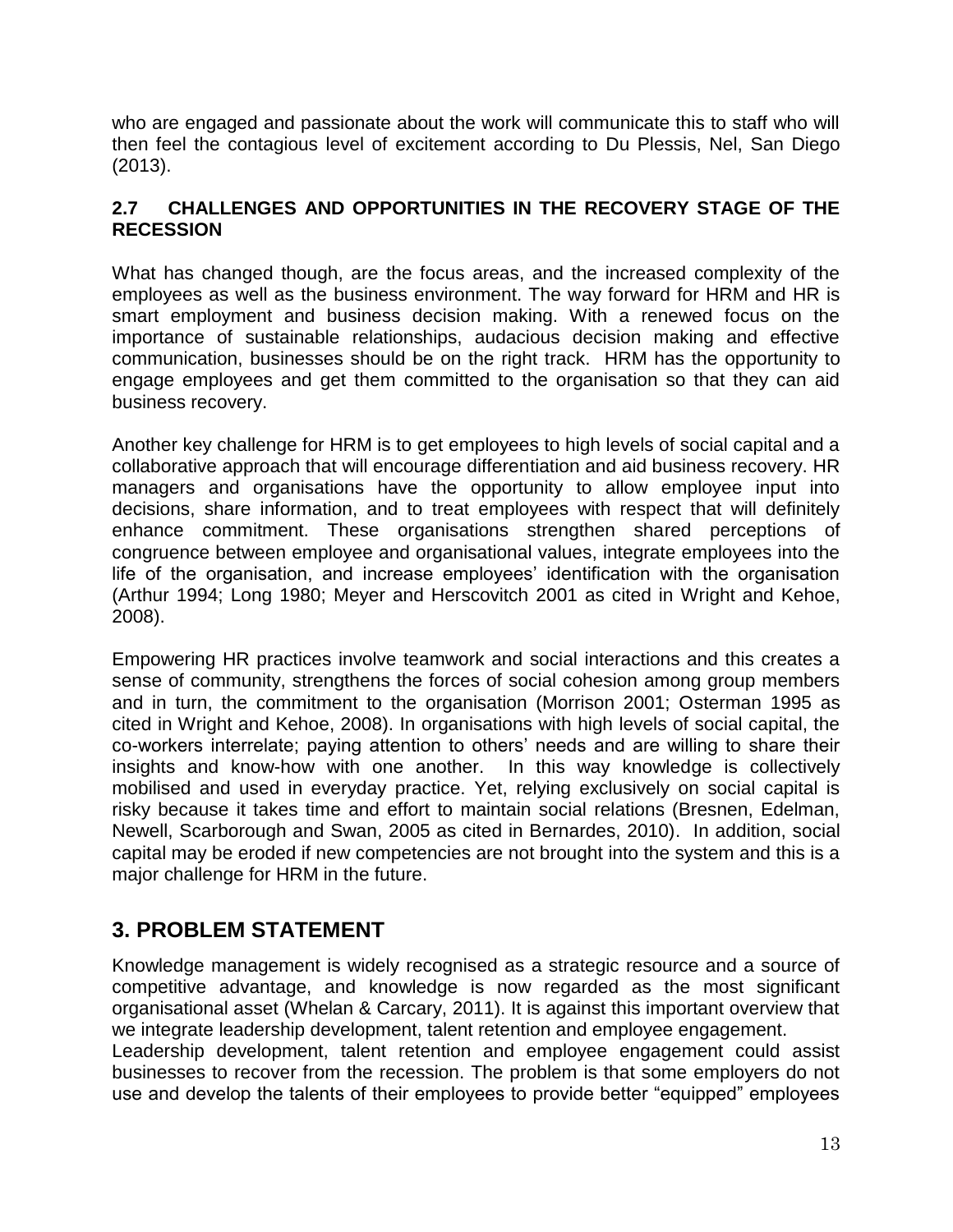who are engaged and passionate about the work will communicate this to staff who will then feel the contagious level of excitement according to Du Plessis, Nel, San Diego (2013).

### 2.7 CHALLENGES AND OPPORTUNITIES IN THE RECOVERY STAGE OF THE RECESSION

What has changed though, are the focus areas, and the increased complexity of the employees as well as the business environment. The way forward for HRM and HR is smart employment and business decision making. With a renewed focus on the importance of sustainable relationships, audacious decision making and effective communication, businesses should be on the right track. HRM has the opportunity to engage employees and get them committed to the organisation so that they can aid business recovery.

Another key challenge for HRM is to get employees to high levels of social capital and a collaborative approach that will encourage differentiation and aid business recovery. HR managers and organisations have the opportunity to allow employee input into decisions, share information, and to treat employees with respect that will definitely enhance commitment. These organisations strengthen shared perceptions of congruence between employee and organisational values, integrate employees into the life of the organisation, and increase employees' identification with the organisation (Arthur 1994; Long 1980; Meyer and Herscovitch 2001 as cited in Wright and Kehoe, 2008).

Empowering HR practices involve teamwork and social interactions and this creates a sense of community, strengthens the forces of social cohesion among group members and in turn, the commitment to the organisation (Morrison 2001; Osterman 1995 as cited in Wright and Kehoe, 2008). In organisations with high levels of social capital, the co-workers interrelate; paying attention to others' needs and are willing to share their insights and know-how with one another. In this way knowledge is collectively mobilised and used in everyday practice. Yet, relying exclusively on social capital is risky because it takes time and effort to maintain social relations (Bresnen, Edelman, Newell, Scarborough and Swan, 2005 as cited in Bernardes, 2010). In addition, social capital may be eroded if new competencies are not brought into the system and this is a major challenge for HRM in the future.

## 3. PROBLEM STATEMENT

Knowledge management is widely recognised as a strategic resource and a source of competitive advantage, and knowledge is now regarded as the most significant organisational asset (Whelan & Carcary, 2011). It is against this important overview that we integrate leadership development, talent retention and employee engagement.

Leadership development, talent retention and employee engagement could assist businesses to recover from the recession. The problem is that some employers do not use and develop the talents of their employees to provide better "equipped" employees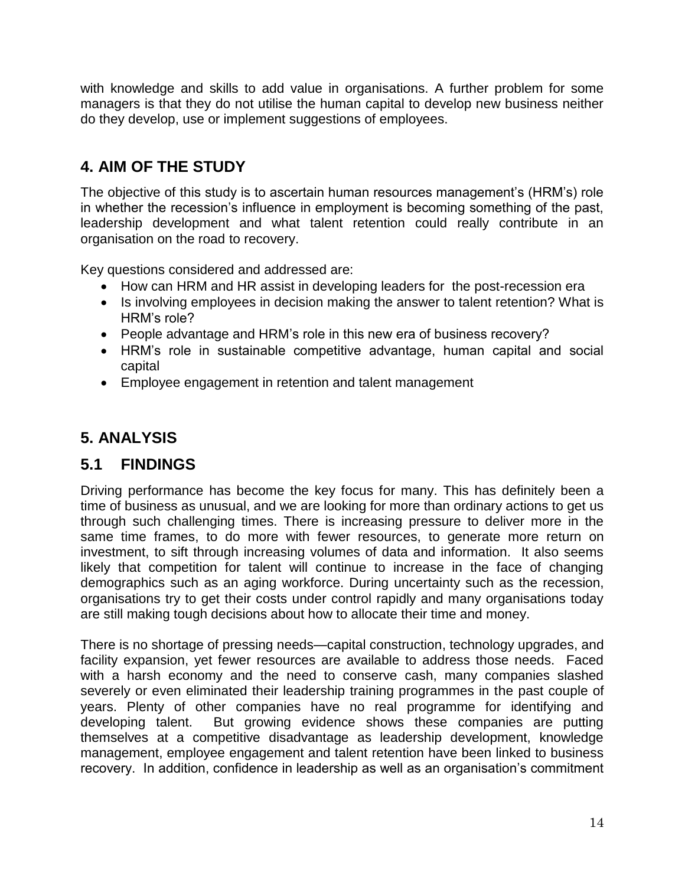with knowledge and skills to add value in organisations. A further problem for some managers is that they do not utilise the human capital to develop new business neither do they develop, use or implement suggestions of employees.

## 4. AIM OF THE STUDY

The objective of this study is to ascertain human resources management's (HRM's) role in whether the recession's influence in employment is becoming something of the past, leadership development and what talent retention could really contribute in an organisation on the road to recovery.

Key questions considered and addressed are:

- How can HRM and HR assist in developing leaders for the post-recession era
- Is involving employees in decision making the answer to talent retention? What is HRM's role?
- People advantage and HRM's role in this new era of business recovery?
- HRM's role in sustainable competitive advantage, human capital and social capital
- Employee engagement in retention and talent management

## 5. ANALYSIS

## 5.1 FINDINGS

Driving performance has become the key focus for many. This has definitely been a time of business as unusual, and we are looking for more than ordinary actions to get us through such challenging times. There is increasing pressure to deliver more in the same time frames, to do more with fewer resources, to generate more return on investment, to sift through increasing volumes of data and information. It also seems likely that competition for talent will continue to increase in the face of changing demographics such as an aging workforce. During uncertainty such as the recession, organisations try to get their costs under control rapidly and many organisations today are still making tough decisions about how to allocate their time and money.

There is no shortage of pressing needs—capital construction, technology upgrades, and facility expansion, yet fewer resources are available to address those needs. Faced with a harsh economy and the need to conserve cash, many companies slashed severely or even eliminated their leadership training programmes in the past couple of years. Plenty of other companies have no real programme for identifying and developing talent. But growing evidence shows these companies are putting themselves at a competitive disadvantage as leadership development, knowledge management, employee engagement and talent retention have been linked to business recovery. In addition, confidence in leadership as well as an organisation's commitment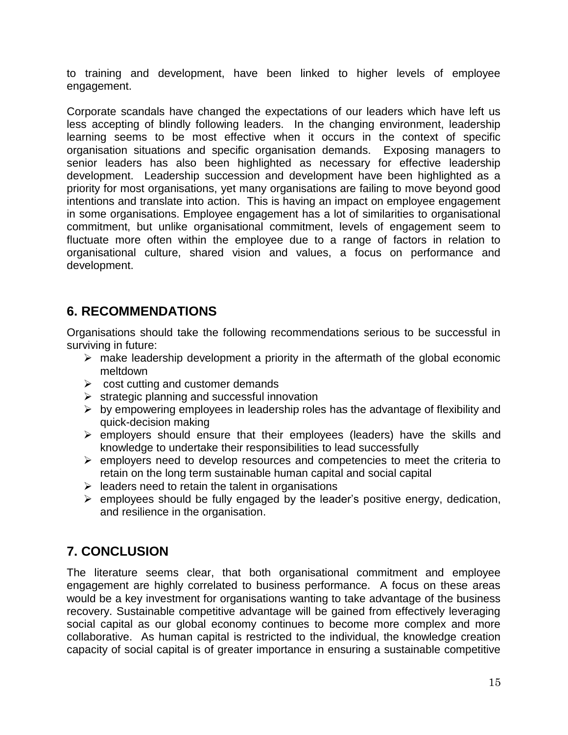to training and development, have been linked to higher levels of employee engagement.

Corporate scandals have changed the expectations of our leaders which have left us less accepting of blindly following leaders. In the changing environment, leadership learning seems to be most effective when it occurs in the context of specific organisation situations and specific organisation demands. Exposing managers to senior leaders has also been highlighted as necessary for effective leadership development. Leadership succession and development have been highlighted as a priority for most organisations, yet many organisations are failing to move beyond good intentions and translate into action. This is having an impact on employee engagement in some organisations. Employee engagement has a lot of similarities to organisational commitment, but unlike organisational commitment, levels of engagement seem to fluctuate more often within the employee due to a range of factors in relation to organisational culture, shared vision and values, a focus on performance and development.

## 6. RECOMMENDATIONS

Organisations should take the following recommendations serious to be successful in surviving in future:

- make leadership development a priority in the aftermath of the global economic meltdown
- cost cutting and customer demands
- strategic planning and successful innovation
- by empowering employees in leadership roles has the advantage of flexibility and quick-decision making
- employers should ensure that their employees (leaders) have the skills and knowledge to undertake their responsibilities to lead successfully
- employers need to develop resources and competencies to meet the criteria to retain on the long term sustainable human capital and social capital
- leaders need to retain the talent in organisations
- employees should be fully engaged by the leader's positive energy, dedication, and resilience in the organisation.

## 7. CONCLUSION

The literature seems clear, that both organisational commitment and employee engagement are highly correlated to business performance. A focus on these areas would be a key investment for organisations wanting to take advantage of the business recovery. Sustainable competitive advantage will be gained from effectively leveraging social capital as our global economy continues to become more complex and more collaborative. As human capital is restricted to the individual, the knowledge creation capacity of social capital is of greater importance in ensuring a sustainable competitive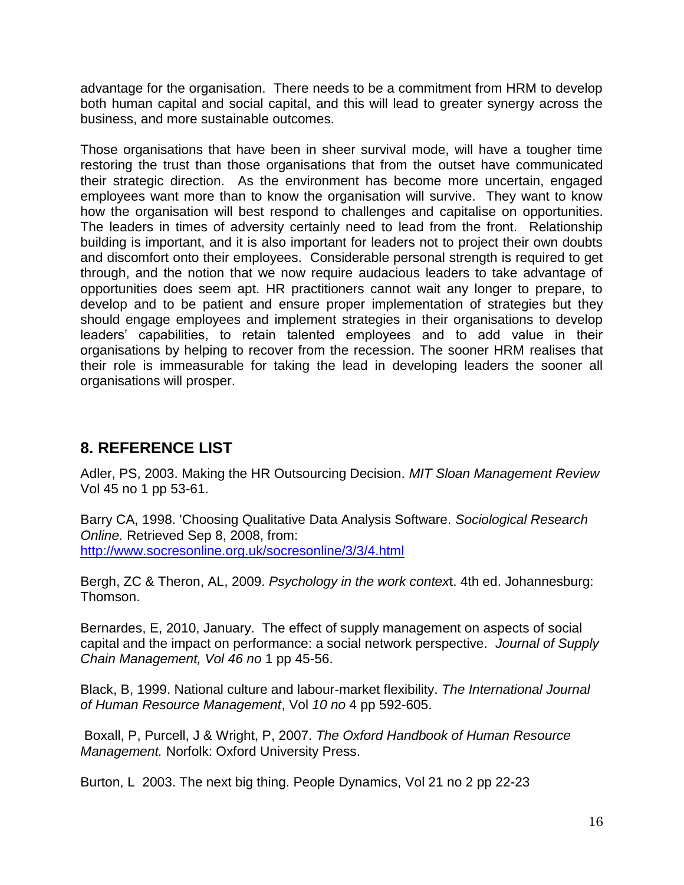advantage for the organisation. There needs to be a commitment from HRM to develop both human capital and social capital, and this will lead to greater synergy across the business, and more sustainable outcomes.

Those organisations that have been in sheer survival mode, will have a tougher time restoring the trust than those organisations that from the outset have communicated their strategic direction. As the environment has become more uncertain, engaged employees want more than to know the organisation will survive. They want to know how the organisation will best respond to challenges and capitalise on opportunities. The leaders in times of adversity certainly need to lead from the front. Relationship building is important, and it is also important for leaders not to project their own doubts and discomfort onto their employees. Considerable personal strength is required to get through, and the notion that we now require audacious leaders to take advantage of opportunities does seem apt. HR practitioners cannot wait any longer to prepare, to develop and to be patient and ensure proper implementation of strategies but they should engage employees and implement strategies in their organisations to develop leaders' capabilities, to retain talented employees and to add value in their organisations by helping to recover from the recession. The sooner HRM realises that their role is immeasurable for taking the lead in developing leaders the sooner all organisations will prosper.

## 8. REFERENCE LIST

Adler, PS, 2003. Making the HR Outsourcing Decision. *MIT Sloan Management Review* Vol 45 no 1 pp 53-61.

Barry CA, 1998. 'Choosing Qualitative Data Analysis Software. *Sociological Research Online.* Retrieved Sep 8, 2008, from: http://www.socresonline.org.uk/socresonline/3/3/4.html

Bergh, ZC & Theron, AL, 2009. *Psychology in the work contex*t. 4th ed. Johannesburg: Thomson.

Bernardes, E, 2010, January. The effect of supply management on aspects of social capital and the impact on performance: a social network perspective. *Journal of Supply Chain Management, Vol 46 no* 1 pp 45-56.

Black, B, 1999. National culture and labour-market flexibility. *The International Journal of Human Resource Management*, Vol *10 no* 4 pp 592-605.

Boxall, P, Purcell, J & Wright, P, 2007. *The Oxford Handbook of Human Resource Management.* Norfolk: Oxford University Press.

Burton, L 2003. The next big thing. People Dynamics, Vol 21 no 2 pp 22-23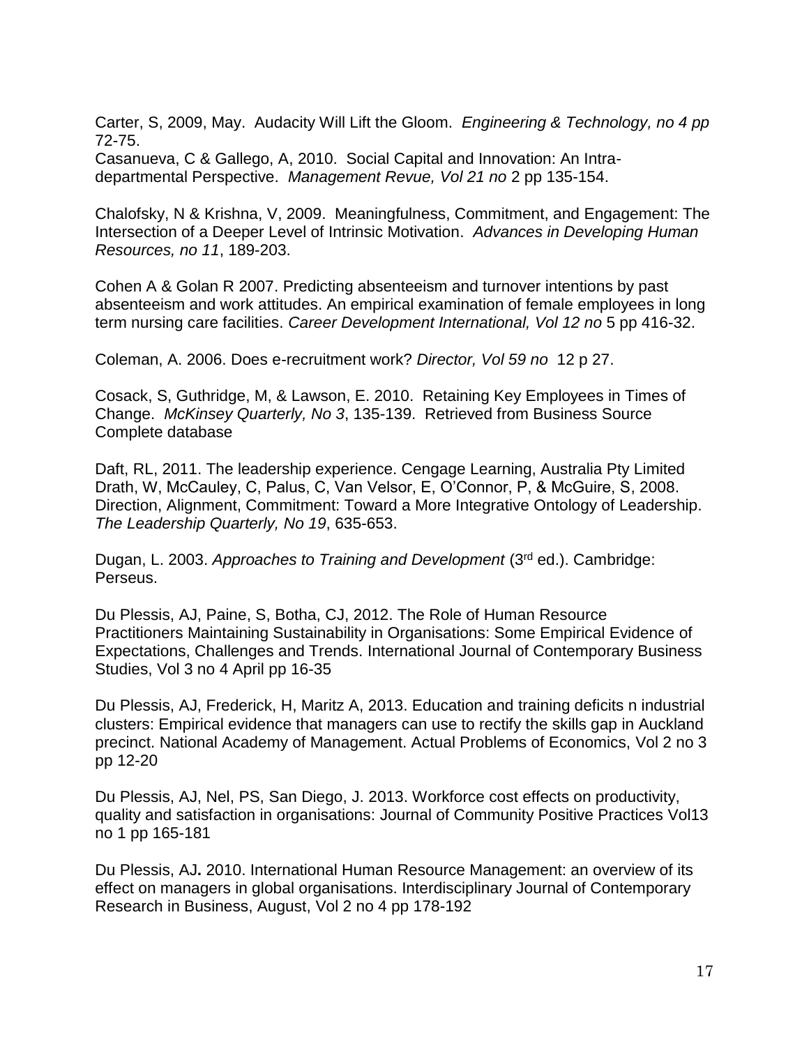Carter, S, 2009, May. Audacity Will Lift the Gloom. *Engineering & Technology, no 4 pp* 72-75.
Casanueva, C & Gallego, A, 2010. Social Capital and Innovation: An Intra-departmental Perspective. *Management Revue, Vol 21 no* 2 pp 135-154.

Chalofsky, N & Krishna, V, 2009. Meaningfulness, Commitment, and Engagement: The Intersection of a Deeper Level of Intrinsic Motivation. *Advances in Developing Human Resources, no 11*, 189-203.

Cohen A & Golan R 2007. Predicting absenteeism and turnover intentions by past absenteeism and work attitudes. An empirical examination of female employees in long term nursing care facilities. *Career Development International, Vol 12 no* 5 pp 416-32.

Coleman, A. 2006. Does e-recruitment work? *Director, Vol 59 no* 12 p 27.

Cosack, S, Guthridge, M, & Lawson, E. 2010. Retaining Key Employees in Times of Change. *McKinsey Quarterly, No 3*, 135-139. Retrieved from Business Source Complete database

Daft, RL, 2011. The leadership experience. Cengage Learning, Australia Pty Limited
Drath, W, McCauley, C, Palus, C, Van Velsor, E, O'Connor, P, & McGuire, S, 2008. Direction, Alignment, Commitment: Toward a More Integrative Ontology of Leadership. *The Leadership Quarterly, No 19*, 635-653.

Dugan, L. 2003. *Approaches to Training and Development* (3rd ed.). Cambridge: Perseus.

Du Plessis, AJ, Paine, S, Botha, CJ, 2012. The Role of Human Resource Practitioners Maintaining Sustainability in Organisations: Some Empirical Evidence of Expectations, Challenges and Trends. International Journal of Contemporary Business Studies, Vol 3 no 4 April pp 16-35

Du Plessis, AJ, Frederick, H, Maritz A, 2013. Education and training deficits n industrial clusters: Empirical evidence that managers can use to rectify the skills gap in Auckland precinct. National Academy of Management. Actual Problems of Economics, Vol 2 no 3 pp 12-20

Du Plessis, AJ, Nel, PS, San Diego, J. 2013. Workforce cost effects on productivity, quality and satisfaction in organisations: Journal of Community Positive Practices Vol13 no 1 pp 165-181

Du Plessis, AJ**.** 2010. International Human Resource Management: an overview of its effect on managers in global organisations. Interdisciplinary Journal of Contemporary Research in Business, August, Vol 2 no 4 pp 178-192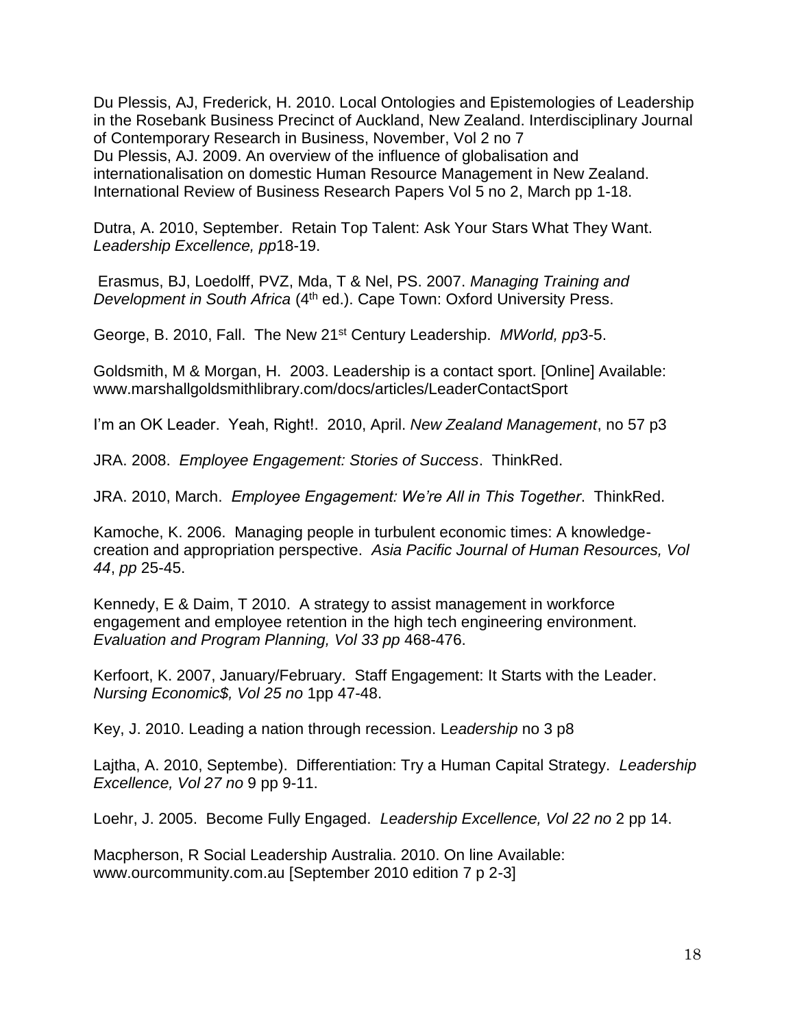Du Plessis, AJ, Frederick, H. 2010. Local Ontologies and Epistemologies of Leadership in the Rosebank Business Precinct of Auckland, New Zealand. Interdisciplinary Journal of Contemporary Research in Business, November, Vol 2 no 7
Du Plessis, AJ. 2009. An overview of the influence of globalisation and internationalisation on domestic Human Resource Management in New Zealand. International Review of Business Research Papers Vol 5 no 2, March pp 1-18.

Dutra, A. 2010, September. Retain Top Talent: Ask Your Stars What They Want. *Leadership Excellence, pp*18-19.

Erasmus, BJ, Loedolff, PVZ, Mda, T & Nel, PS. 2007. *Managing Training and Development in South Africa* (4th ed.). Cape Town: Oxford University Press.

George, B. 2010, Fall. The New 21st Century Leadership. *MWorld, pp*3-5.

Goldsmith, M & Morgan, H. 2003. Leadership is a contact sport. [Online] Available: www.marshallgoldsmithlibrary.com/docs/articles/LeaderContactSport

I'm an OK Leader. Yeah, Right!. 2010, April. *New Zealand Management*, no 57 p3

JRA. 2008. *Employee Engagement: Stories of Success*. ThinkRed.

JRA. 2010, March. *Employee Engagement: We're All in This Together*. ThinkRed.

Kamoche, K. 2006. Managing people in turbulent economic times: A knowledge-creation and appropriation perspective. *Asia Pacific Journal of Human Resources, Vol 44*, *pp* 25-45.

Kennedy, E & Daim, T 2010. A strategy to assist management in workforce engagement and employee retention in the high tech engineering environment. *Evaluation and Program Planning, Vol 33 pp* 468-476.

Kerfoort, K. 2007, January/February. Staff Engagement: It Starts with the Leader. *Nursing Economic$, Vol 25 no* 1pp 47-48.

Key, J. 2010. Leading a nation through recession. L*eadership* no 3 p8

Lajtha, A. 2010, Septembe). Differentiation: Try a Human Capital Strategy. *Leadership Excellence, Vol 27 no* 9 pp 9-11.

Loehr, J. 2005. Become Fully Engaged. *Leadership Excellence, Vol 22 no* 2 pp 14.

Macpherson, R Social Leadership Australia. 2010. On line Available: www.ourcommunity.com.au [September 2010 edition 7 p 2-3]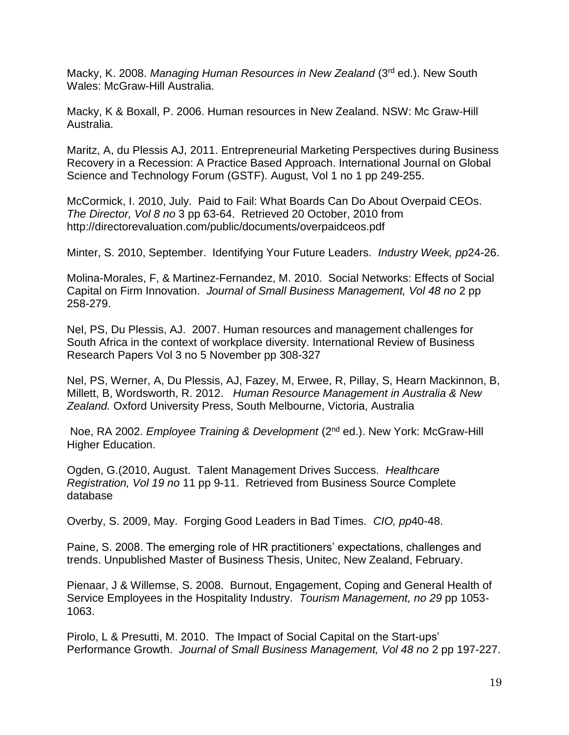Macky, K. 2008. *Managing Human Resources in New Zealand* (3rd ed.). New South Wales: McGraw-Hill Australia.

Macky, K & Boxall, P. 2006. Human resources in New Zealand. NSW: Mc Graw-Hill Australia.

Maritz, A, du Plessis AJ, 2011. Entrepreneurial Marketing Perspectives during Business Recovery in a Recession: A Practice Based Approach. International Journal on Global Science and Technology Forum (GSTF). August, Vol 1 no 1 pp 249-255.

McCormick, I. 2010, July. Paid to Fail: What Boards Can Do About Overpaid CEOs. *The Director, Vol 8 no* 3 pp 63-64. Retrieved 20 October, 2010 from http://directorevaluation.com/public/documents/overpaidceos.pdf

Minter, S. 2010, September. Identifying Your Future Leaders. *Industry Week, pp*24-26.

Molina-Morales, F, & Martinez-Fernandez, M. 2010. Social Networks: Effects of Social Capital on Firm Innovation. *Journal of Small Business Management, Vol 48 no* 2 pp 258-279.

Nel, PS, Du Plessis, AJ. 2007. Human resources and management challenges for South Africa in the context of workplace diversity. International Review of Business Research Papers Vol 3 no 5 November pp 308-327

Nel, PS, Werner, A, Du Plessis, AJ, Fazey, M, Erwee, R, Pillay, S, Hearn Mackinnon, B, Millett, B, Wordsworth, R. 2012. *Human Resource Management in Australia & New Zealand.* Oxford University Press, South Melbourne, Victoria, Australia

Noe, RA 2002. *Employee Training & Development* (2nd ed.). New York: McGraw-Hill Higher Education.

Ogden, G.(2010, August. Talent Management Drives Success. *Healthcare Registration, Vol 19 no* 11 pp 9-11. Retrieved from Business Source Complete database

Overby, S. 2009, May. Forging Good Leaders in Bad Times. *CIO, pp*40-48.

Paine, S. 2008. The emerging role of HR practitioners' expectations, challenges and trends. Unpublished Master of Business Thesis, Unitec, New Zealand, February.

Pienaar, J & Willemse, S. 2008. Burnout, Engagement, Coping and General Health of Service Employees in the Hospitality Industry. *Tourism Management, no 29* pp 1053-1063.

Pirolo, L & Presutti, M. 2010. The Impact of Social Capital on the Start-ups' Performance Growth. *Journal of Small Business Management, Vol 48 no* 2 pp 197-227.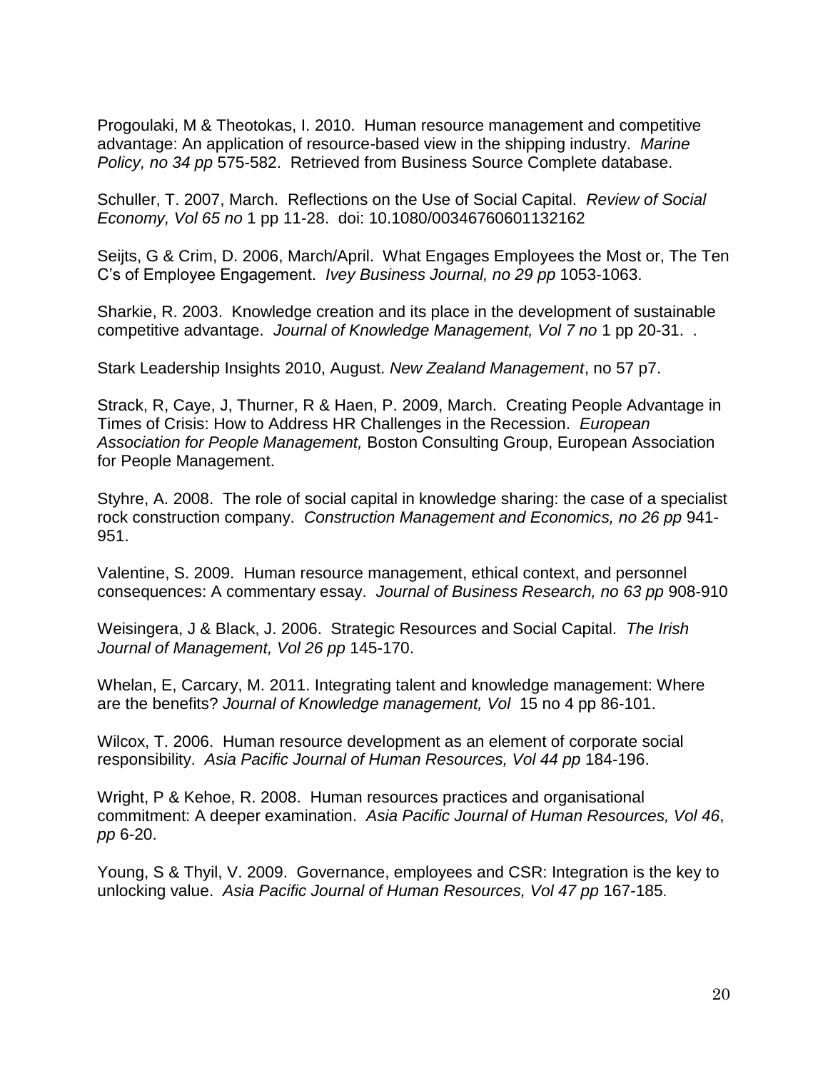Progoulaki, M & Theotokas, I. 2010. Human resource management and competitive advantage: An application of resource-based view in the shipping industry. *Marine Policy, no 34 pp* 575-582. Retrieved from Business Source Complete database.

Schuller, T. 2007, March. Reflections on the Use of Social Capital. *Review of Social Economy, Vol 65 no* 1 pp 11-28. doi: 10.1080/00346760601132162

Seijts, G & Crim, D. 2006, March/April. What Engages Employees the Most or, The Ten C's of Employee Engagement. *Ivey Business Journal, no 29 pp* 1053-1063.

Sharkie, R. 2003. Knowledge creation and its place in the development of sustainable competitive advantage. *Journal of Knowledge Management, Vol 7 no* 1 pp 20-31. .

Stark Leadership Insights 2010, August. *New Zealand Management*, no 57 p7.

Strack, R, Caye, J, Thurner, R & Haen, P. 2009, March. Creating People Advantage in Times of Crisis: How to Address HR Challenges in the Recession. *European Association for People Management,* Boston Consulting Group, European Association for People Management.

Styhre, A. 2008. The role of social capital in knowledge sharing: the case of a specialist rock construction company. *Construction Management and Economics, no 26 pp* 941-951.

Valentine, S. 2009. Human resource management, ethical context, and personnel consequences: A commentary essay. *Journal of Business Research, no 63 pp* 908-910

Weisingera, J & Black, J. 2006. Strategic Resources and Social Capital. *The Irish Journal of Management, Vol 26 pp* 145-170.

Whelan, E, Carcary, M. 2011. Integrating talent and knowledge management: Where are the benefits? *Journal of Knowledge management, Vol* 15 no 4 pp 86-101.

Wilcox, T. 2006. Human resource development as an element of corporate social responsibility. *Asia Pacific Journal of Human Resources, Vol 44 pp* 184-196.

Wright, P & Kehoe, R. 2008. Human resources practices and organisational commitment: A deeper examination. *Asia Pacific Journal of Human Resources, Vol 46*, *pp* 6-20.

Young, S & Thyil, V. 2009. Governance, employees and CSR: Integration is the key to unlocking value. *Asia Pacific Journal of Human Resources, Vol 47 pp* 167-185.